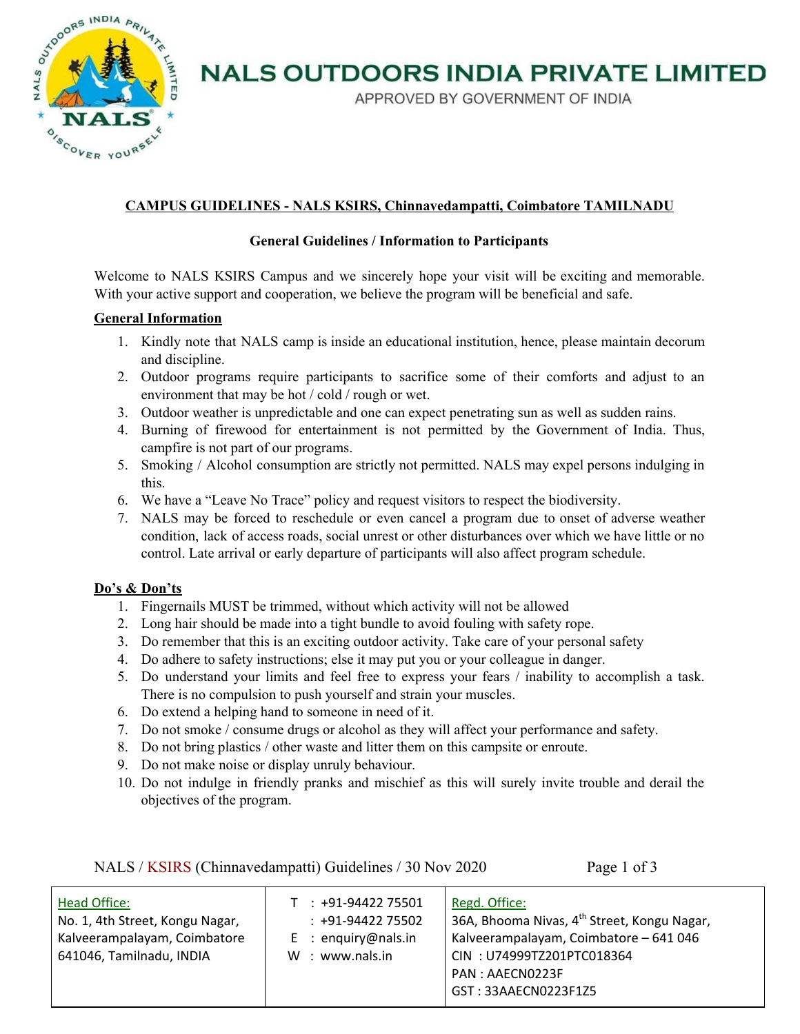# NALS OUTDOORS INDIA PRIVATE LIMITED

APPROVED BY GOVERNMENT OF INDIA

## CAMPUS GUIDELINES - NALS KSIRS, Chinnavedampatti, Coimbatore TAMILNADU

### General Guidelines / Information to Participants

Welcome to NALS KSIRS Campus and we sincerely hope your visit will be exciting and memorable. With your active support and cooperation, we believe the program will be beneficial and safe.

**General Information**

1. Kindly note that NALS camp is inside an educational institution, hence, please maintain decorum and discipline.
2. Outdoor programs require participants to sacrifice some of their comforts and adjust to an environment that may be hot / cold / rough or wet.
3. Outdoor weather is unpredictable and one can expect penetrating sun as well as sudden rains.
4. Burning of firewood for entertainment is not permitted by the Government of India. Thus, campfire is not part of our programs.
5. Smoking / Alcohol consumption are strictly not permitted. NALS may expel persons indulging in this.
6. We have a "Leave No Trace" policy and request visitors to respect the biodiversity.
7. NALS may be forced to reschedule or even cancel a program due to onset of adverse weather condition, lack of access roads, social unrest or other disturbances over which we have little or no control. Late arrival or early departure of participants will also affect program schedule.

**Do's & Don'ts**

1. Fingernails MUST be trimmed, without which activity will not be allowed
2. Long hair should be made into a tight bundle to avoid fouling with safety rope.
3. Do remember that this is an exciting outdoor activity. Take care of your personal safety
4. Do adhere to safety instructions; else it may put you or your colleague in danger.
5. Do understand your limits and feel free to express your fears / inability to accomplish a task. There is no compulsion to push yourself and strain your muscles.
6. Do extend a helping hand to someone in need of it.
7. Do not smoke / consume drugs or alcohol as they will affect your performance and safety.
8. Do not bring plastics / other waste and litter them on this campsite or enroute.
9. Do not make noise or display unruly behaviour.
10. Do not indulge in friendly pranks and mischief as this will surely invite trouble and derail the objectives of the program.

| Head Office: | | Regd. Office: |
|---|---|---|
| No. 1, 4th Street, Kongu Nagar, Kalveerampalayam, Coimbatore 641046, Tamilnadu, INDIA | T : +91-94422 75501<br>: +91-94422 75502<br>E : enquiry@nals.in<br>W : www.nals.in | 36A, Bhooma Nivas, 4th Street, Kongu Nagar, Kalveerampalayam, Coimbatore – 641 046<br>CIN : U74999TZ201PTC018364<br>PAN : AAECN0223F<br>GST : 33AAECN0223F1Z5 |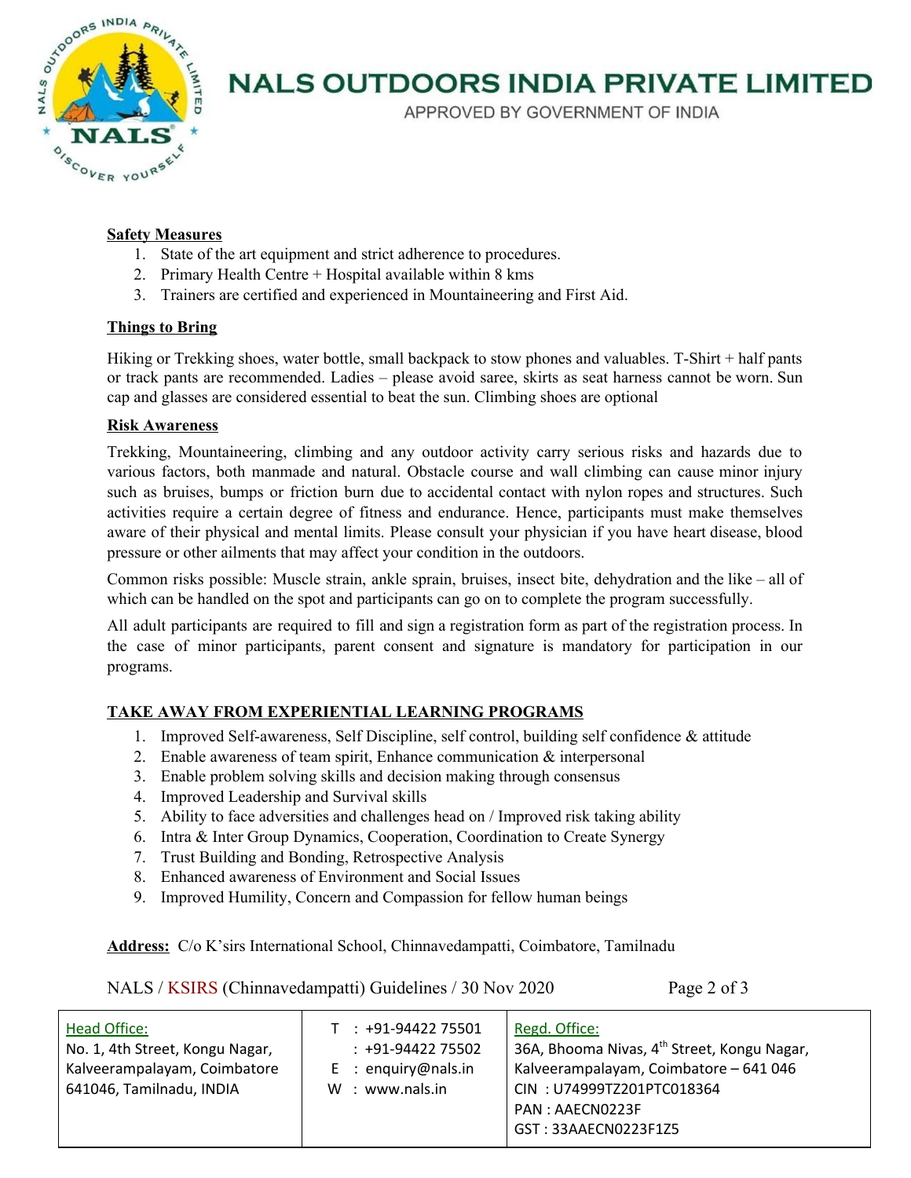**Safety Measures**

1. State of the art equipment and strict adherence to procedures.
2. Primary Health Centre + Hospital available within 8 kms
3. Trainers are certified and experienced in Mountaineering and First Aid.

**Things to Bring**

Hiking or Trekking shoes, water bottle, small backpack to stow phones and valuables. T-Shirt + half pants or track pants are recommended. Ladies – please avoid saree, skirts as seat harness cannot be worn. Sun cap and glasses are considered essential to beat the sun. Climbing shoes are optional

**Risk Awareness**

Trekking, Mountaineering, climbing and any outdoor activity carry serious risks and hazards due to various factors, both manmade and natural. Obstacle course and wall climbing can cause minor injury such as bruises, bumps or friction burn due to accidental contact with nylon ropes and structures. Such activities require a certain degree of fitness and endurance. Hence, participants must make themselves aware of their physical and mental limits. Please consult your physician if you have heart disease, blood pressure or other ailments that may affect your condition in the outdoors.

Common risks possible: Muscle strain, ankle sprain, bruises, insect bite, dehydration and the like – all of which can be handled on the spot and participants can go on to complete the program successfully.

All adult participants are required to fill and sign a registration form as part of the registration process. In the case of minor participants, parent consent and signature is mandatory for participation in our programs.

**TAKE AWAY FROM EXPERIENTIAL LEARNING PROGRAMS**

1. Improved Self-awareness, Self Discipline, self control, building self confidence & attitude
2. Enable awareness of team spirit, Enhance communication & interpersonal
3. Enable problem solving skills and decision making through consensus
4. Improved Leadership and Survival skills
5. Ability to face adversities and challenges head on / Improved risk taking ability
6. Intra & Inter Group Dynamics, Cooperation, Coordination to Create Synergy
7. Trust Building and Bonding, Retrospective Analysis
8. Enhanced awareness of Environment and Social Issues
9. Improved Humility, Concern and Compassion for fellow human beings

**Address:** C/o K'sirs International School, Chinnavedampatti, Coimbatore, Tamilnadu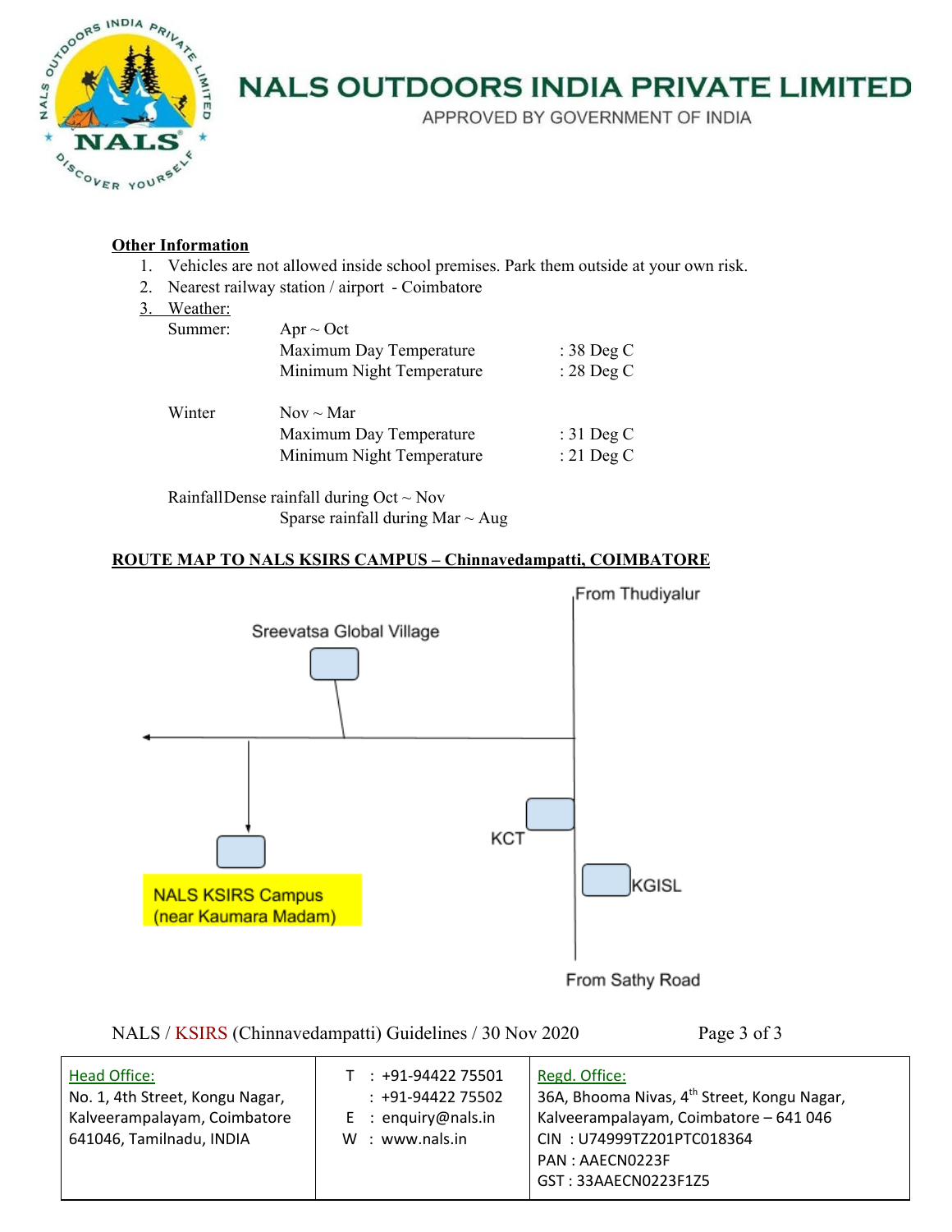**Other Information**

1. Vehicles are not allowed inside school premises. Park them outside at your own risk.
2. Nearest railway station / airport - Coimbatore
3. Weather:

| | | | |
|---|---|---|---|
| Summer: | Apr ~ Oct | | |
| | Maximum Day Temperature | : 38 Deg C | |
| | Minimum Night Temperature | : 28 Deg C | |
| Winter | Nov ~ Mar | | |
| | Maximum Day Temperature | : 31 Deg C | |
| | Minimum Night Temperature | : 21 Deg C | |

Rainfall Dense rainfall during Oct ~ Nov
Sparse rainfall during Mar ~ Aug

**ROUTE MAP TO NALS KSIRS CAMPUS – Chinnavedampatti, COIMBATORE**

From Thudiyalur

Sreevatsa Global Village

KCT

KGISL

NALS KSIRS Campus
(near Kaumara Madam)

From Sathy Road

NALS / KSIRS (Chinnavedampatti) Guidelines / 30 Nov 2020

| Head Office: | | Regd. Office: |
|---|---|---|
| No. 1, 4th Street, Kongu Nagar, Kalveerampalayam, Coimbatore 641046, Tamilnadu, INDIA | T : +91-94422 75501<br>: +91-94422 75502<br>E : enquiry@nals.in<br>W : www.nals.in | 36A, Bhooma Nivas, 4th Street, Kongu Nagar, Kalveerampalayam, Coimbatore – 641 046<br>CIN : U74999TZ201PTC018364<br>PAN : AAECN0223F<br>GST : 33AAECN0223F1Z5 |